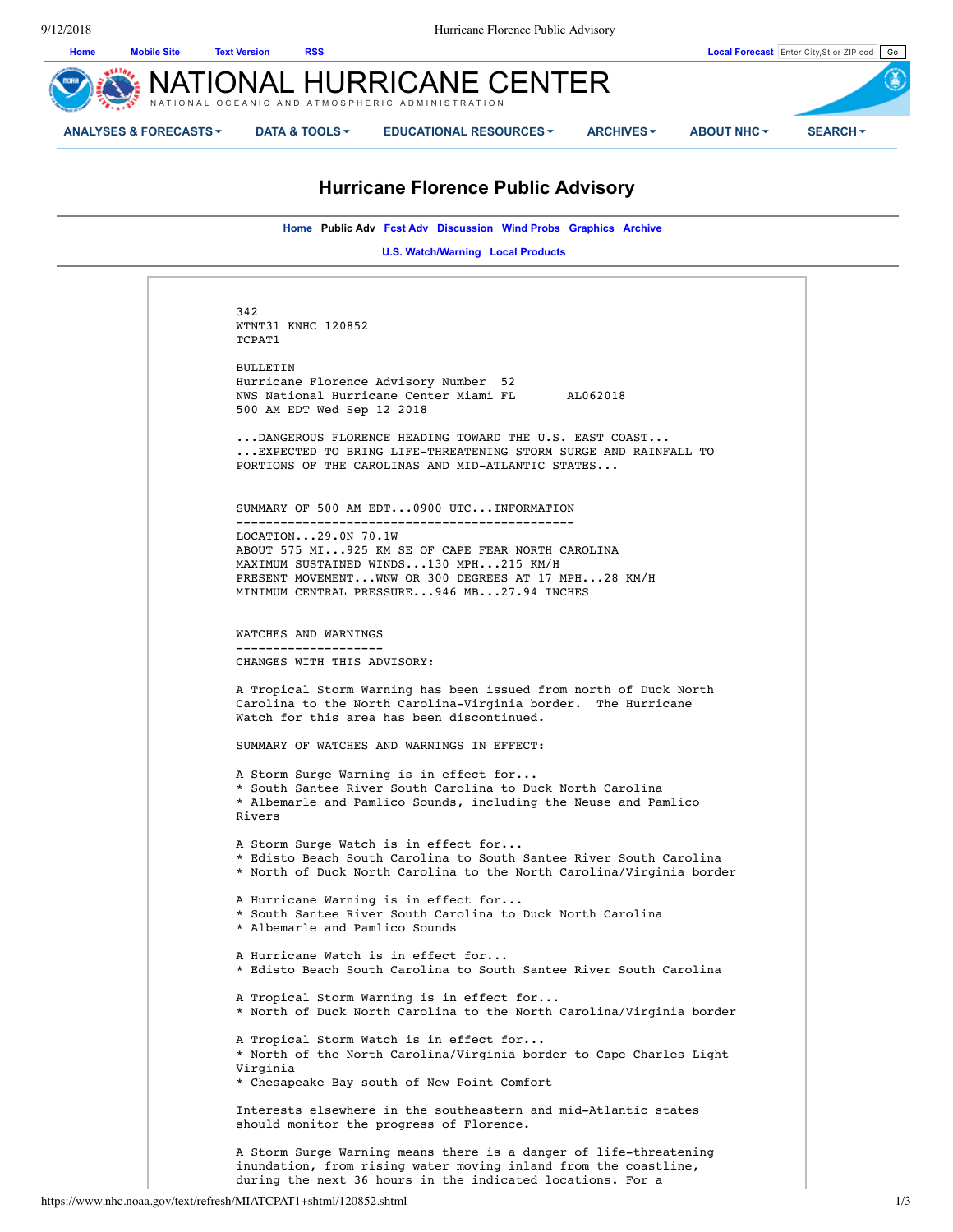# NATIONAL HURRICANE CENTER

NATIONAL OCEANIC AND ATMOSPHERIC ADMINISTRATION

## Hurricane Florence Public Advisory

```
342
WTNT31 KNHC 120852
TCPAT1

BULLETIN
Hurricane Florence Advisory Number  52
NWS National Hurricane Center Miami FL       AL062018
500 AM EDT Wed Sep 12 2018

...DANGEROUS FLORENCE HEADING TOWARD THE U.S. EAST COAST...
...EXPECTED TO BRING LIFE-THREATENING STORM SURGE AND RAINFALL TO
PORTIONS OF THE CAROLINAS AND MID-ATLANTIC STATES...


SUMMARY OF 500 AM EDT...0900 UTC...INFORMATION
----------------------------------------------
LOCATION...29.0N 70.1W
ABOUT 575 MI...925 KM SE OF CAPE FEAR NORTH CAROLINA
MAXIMUM SUSTAINED WINDS...130 MPH...215 KM/H
PRESENT MOVEMENT...WNW OR 300 DEGREES AT 17 MPH...28 KM/H
MINIMUM CENTRAL PRESSURE...946 MB...27.94 INCHES


WATCHES AND WARNINGS
--------------------
CHANGES WITH THIS ADVISORY:

A Tropical Storm Warning has been issued from north of Duck North
Carolina to the North Carolina-Virginia border.  The Hurricane
Watch for this area has been discontinued.

SUMMARY OF WATCHES AND WARNINGS IN EFFECT:

A Storm Surge Warning is in effect for...
* South Santee River South Carolina to Duck North Carolina
* Albemarle and Pamlico Sounds, including the Neuse and Pamlico
Rivers

A Storm Surge Watch is in effect for...
* Edisto Beach South Carolina to South Santee River South Carolina
* North of Duck North Carolina to the North Carolina/Virginia border

A Hurricane Warning is in effect for...
* South Santee River South Carolina to Duck North Carolina
* Albemarle and Pamlico Sounds

A Hurricane Watch is in effect for...
* Edisto Beach South Carolina to South Santee River South Carolina

A Tropical Storm Warning is in effect for...
* North of Duck North Carolina to the North Carolina/Virginia border

A Tropical Storm Watch is in effect for...
* North of the North Carolina/Virginia border to Cape Charles Light
Virginia
* Chesapeake Bay south of New Point Comfort

Interests elsewhere in the southeastern and mid-Atlantic states
should monitor the progress of Florence.

A Storm Surge Warning means there is a danger of life-threatening
inundation, from rising water moving inland from the coastline,
during the next 36 hours in the indicated locations. For a
```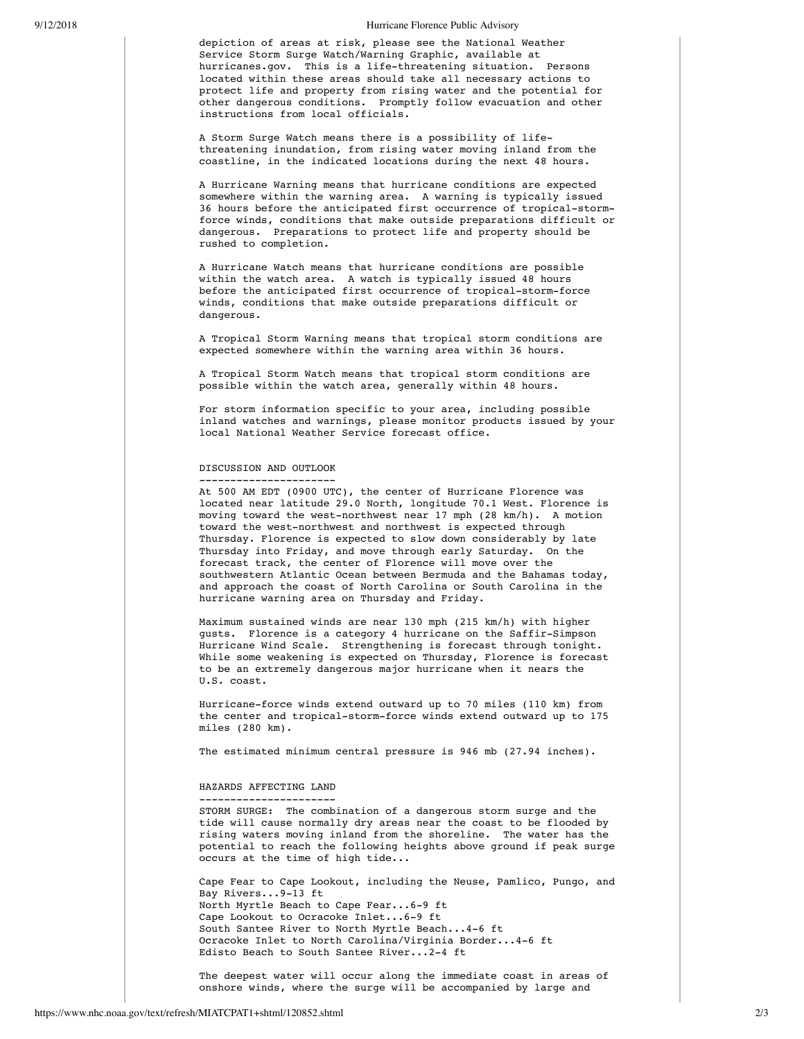depiction of areas at risk, please see the National Weather Service Storm Surge Watch/Warning Graphic, available at hurricanes.gov. This is a life-threatening situation. Persons located within these areas should take all necessary actions to protect life and property from rising water and the potential for other dangerous conditions. Promptly follow evacuation and other instructions from local officials.

A Storm Surge Watch means there is a possibility of life-threatening inundation, from rising water moving inland from the coastline, in the indicated locations during the next 48 hours.

A Hurricane Warning means that hurricane conditions are expected somewhere within the warning area. A warning is typically issued 36 hours before the anticipated first occurrence of tropical-storm-force winds, conditions that make outside preparations difficult or dangerous. Preparations to protect life and property should be rushed to completion.

A Hurricane Watch means that hurricane conditions are possible within the watch area. A watch is typically issued 48 hours before the anticipated first occurrence of tropical-storm-force winds, conditions that make outside preparations difficult or dangerous.

A Tropical Storm Warning means that tropical storm conditions are expected somewhere within the warning area within 36 hours.

A Tropical Storm Watch means that tropical storm conditions are possible within the watch area, generally within 48 hours.

For storm information specific to your area, including possible inland watches and warnings, please monitor products issued by your local National Weather Service forecast office.

## DISCUSSION AND OUTLOOK

At 500 AM EDT (0900 UTC), the center of Hurricane Florence was located near latitude 29.0 North, longitude 70.1 West. Florence is moving toward the west-northwest near 17 mph (28 km/h). A motion toward the west-northwest and northwest is expected through Thursday. Florence is expected to slow down considerably by late Thursday into Friday, and move through early Saturday. On the forecast track, the center of Florence will move over the southwestern Atlantic Ocean between Bermuda and the Bahamas today, and approach the coast of North Carolina or South Carolina in the hurricane warning area on Thursday and Friday.

Maximum sustained winds are near 130 mph (215 km/h) with higher gusts. Florence is a category 4 hurricane on the Saffir-Simpson Hurricane Wind Scale. Strengthening is forecast through tonight. While some weakening is expected on Thursday, Florence is forecast to be an extremely dangerous major hurricane when it nears the U.S. coast.

Hurricane-force winds extend outward up to 70 miles (110 km) from the center and tropical-storm-force winds extend outward up to 175 miles (280 km).

The estimated minimum central pressure is 946 mb (27.94 inches).

## HAZARDS AFFECTING LAND

STORM SURGE: The combination of a dangerous storm surge and the tide will cause normally dry areas near the coast to be flooded by rising waters moving inland from the shoreline. The water has the potential to reach the following heights above ground if peak surge occurs at the time of high tide...

Cape Fear to Cape Lookout, including the Neuse, Pamlico, Pungo, and Bay Rivers...9-13 ft  
North Myrtle Beach to Cape Fear...6-9 ft  
Cape Lookout to Ocracoke Inlet...6-9 ft  
South Santee River to North Myrtle Beach...4-6 ft  
Ocracoke Inlet to North Carolina/Virginia Border...4-6 ft  
Edisto Beach to South Santee River...2-4 ft

The deepest water will occur along the immediate coast in areas of onshore winds, where the surge will be accompanied by large and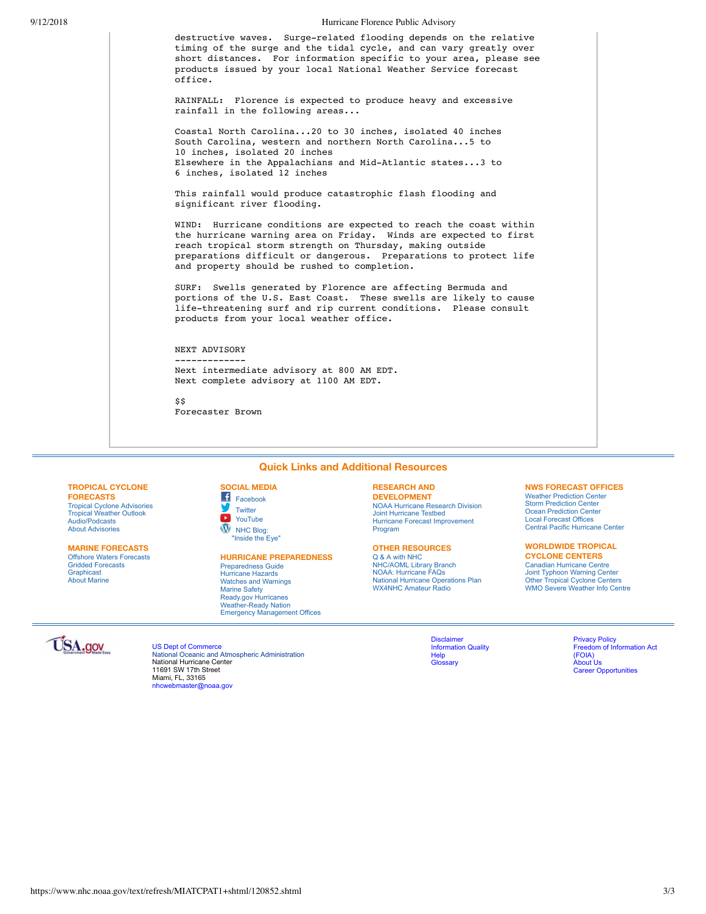destructive waves. Surge-related flooding depends on the relative timing of the surge and the tidal cycle, and can vary greatly over short distances. For information specific to your area, please see products issued by your local National Weather Service forecast office.

RAINFALL: Florence is expected to produce heavy and excessive rainfall in the following areas...

Coastal North Carolina...20 to 30 inches, isolated 40 inches
South Carolina, western and northern North Carolina...5 to 10 inches, isolated 20 inches
Elsewhere in the Appalachians and Mid-Atlantic states...3 to 6 inches, isolated 12 inches

This rainfall would produce catastrophic flash flooding and significant river flooding.

WIND: Hurricane conditions are expected to reach the coast within the hurricane warning area on Friday. Winds are expected to first reach tropical storm strength on Thursday, making outside preparations difficult or dangerous. Preparations to protect life and property should be rushed to completion.

SURF: Swells generated by Florence are affecting Bermuda and portions of the U.S. East Coast. These swells are likely to cause life-threatening surf and rip current conditions. Please consult products from your local weather office.

NEXT ADVISORY
-------------
Next intermediate advisory at 800 AM EDT.
Next complete advisory at 1100 AM EDT.

$$
Forecaster Brown

## Quick Links and Additional Resources

**TROPICAL CYCLONE FORECASTS**
- Tropical Cyclone Advisories
- Tropical Weather Outlook
- Audio/Podcasts
- About Advisories

**MARINE FORECASTS**
- Offshore Waters Forecasts
- Gridded Forecasts
- Graphicast
- About Marine

**SOCIAL MEDIA**
- Facebook
- Twitter
- YouTube
- NHC Blog: "Inside the Eye"

**HURRICANE PREPAREDNESS**
- Preparedness Guide
- Hurricane Hazards
- Watches and Warnings
- Marine Safety
- Ready.gov Hurricanes
- Weather-Ready Nation
- Emergency Management Offices

**RESEARCH AND DEVELOPMENT**
- NOAA Hurricane Research Division
- Joint Hurricane Testbed
- Hurricane Forecast Improvement Program

**OTHER RESOURCES**
- Q & A with NHC
- NHC/AOML Library Branch
- NOAA: Hurricane FAQs
- National Hurricane Operations Plan
- WX4NHC Amateur Radio

**NWS FORECAST OFFICES**
- Weather Prediction Center
- Storm Prediction Center
- Ocean Prediction Center
- Local Forecast Offices
- Central Pacific Hurricane Center

**WORLDWIDE TROPICAL CYCLONE CENTERS**
- Canadian Hurricane Centre
- Joint Typhoon Warning Center
- Other Tropical Cyclone Centers
- WMO Severe Weather Info Centre

USA.gov

US Dept of Commerce
National Oceanic and Atmospheric Administration
National Hurricane Center
11691 SW 17th Street
Miami, FL, 33165
nhcwebmaster@noaa.gov

Disclaimer
Information Quality
Help
Glossary

Privacy Policy
Freedom of Information Act (FOIA)
About Us
Career Opportunities